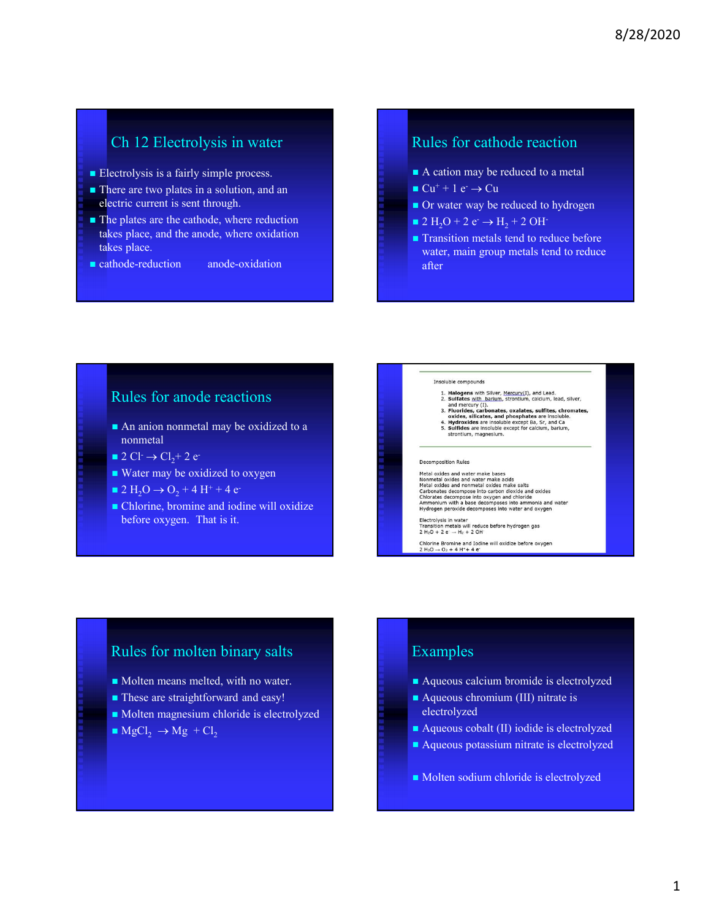## Ch 12 Electrolysis in water

- Electrolysis is a fairly simple process.
- There are two plates in a solution, and an electric current is sent through.
- The plates are the cathode, where reduction takes place, and the anode, where oxidation takes place.
- cathode-reduction anode-oxidation

## Rules for cathode reaction

- A cation may be reduced to a metal
- $Cu^+ + 1\ e^- \rightarrow Cu$
- Or water way be reduced to hydrogen
- $2\ H_2O + 2\ e^- \rightarrow H_2 + 2\ OH^-$
- Transition metals tend to reduce before water, main group metals tend to reduce after

## Rules for anode reactions

- An anion nonmetal may be oxidized to a nonmetal
- $2\ Cl^- \rightarrow Cl_2 + 2\ e^-$
- Water may be oxidized to oxygen
- $2\ H_2O \rightarrow O_2 + 4\ H^+ + 4\ e^-$
- Chlorine, bromine and iodine will oxidize before oxygen. That is it.

Insoluble compounds

1. **Halogens** with Silver, Mercury(I), and Lead.
2. **Sulfates** with barium, strontium, calcium, lead, silver, and mercury (I).
3. **Fluorides, carbonates, oxalates, sulfites, chromates, oxides, silicates, and phosphates** are insoluble.
4. **Hydroxides** are insoluble except Ba, Sr, and Ca
5. **Sulfides** are insoluble except for calcium, barium, strontium, magnesium.

Decomposition Rules

Metal oxides and water make bases
Nonmetal oxides and water make acids
Metal oxides and nonmetal oxides make salts
Carbonates decompose into carbon dioxide and oxides
Chlorates decompose into oxygen and chloride
Ammonium with a base decomposes into ammonia and water
Hydrogen peroxide decomposes into water and oxygen

Electrolysis in water
Transition metals will reduce before hydrogen gas
$2\ H_2O + 2\ e^- \rightarrow H_2 + 2\ OH^-$

Chlorine Bromine and Iodine will oxidize before oxygen
$2\ H_2O \rightarrow O_2 + 4\ H^+ + 4\ e^-$

## Rules for molten binary salts

- Molten means melted, with no water.
- These are straightforward and easy!
- Molten magnesium chloride is electrolyzed
- $MgCl_2 \rightarrow Mg + Cl_2$

## Examples

- Aqueous calcium bromide is electrolyzed
- Aqueous chromium (III) nitrate is electrolyzed
- Aqueous cobalt (II) iodide is electrolyzed
- Aqueous potassium nitrate is electrolyzed
- Molten sodium chloride is electrolyzed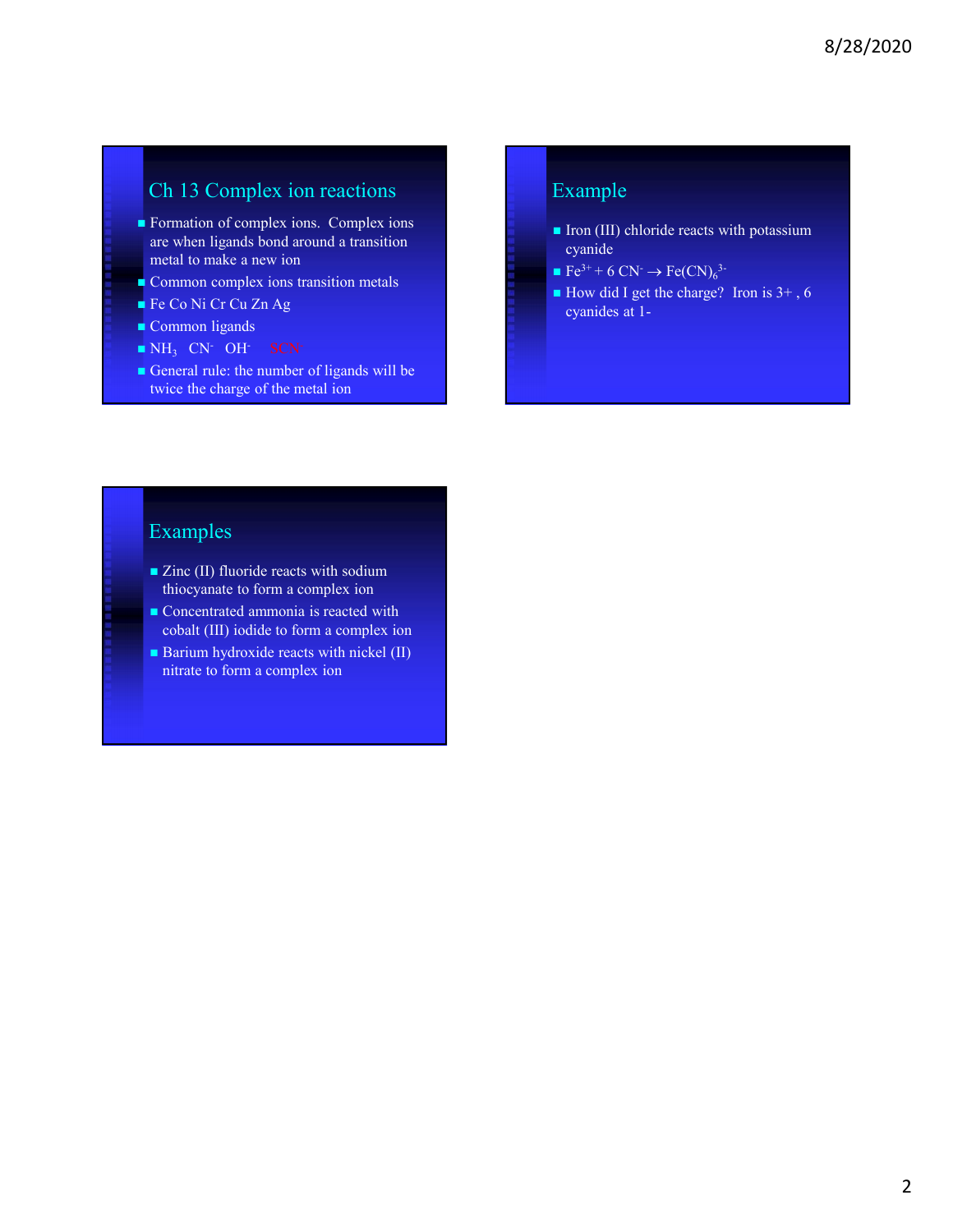## Ch 13 Complex ion reactions

- Formation of complex ions. Complex ions are when ligands bond around a transition metal to make a new ion
- Common complex ions transition metals
- Fe Co Ni Cr Cu Zn Ag
- Common ligands
- $NH_3$ $CN^-$ $OH^-$ SCN
- General rule: the number of ligands will be twice the charge of the metal ion

## Example

- Iron (III) chloride reacts with potassium cyanide
- $Fe^{3+} + 6\ CN^- \rightarrow Fe(CN)_6^{3-}$
- How did I get the charge? Iron is 3+ , 6 cyanides at 1-

## Examples

- Zinc (II) fluoride reacts with sodium thiocyanate to form a complex ion
- Concentrated ammonia is reacted with cobalt (III) iodide to form a complex ion
- Barium hydroxide reacts with nickel (II) nitrate to form a complex ion